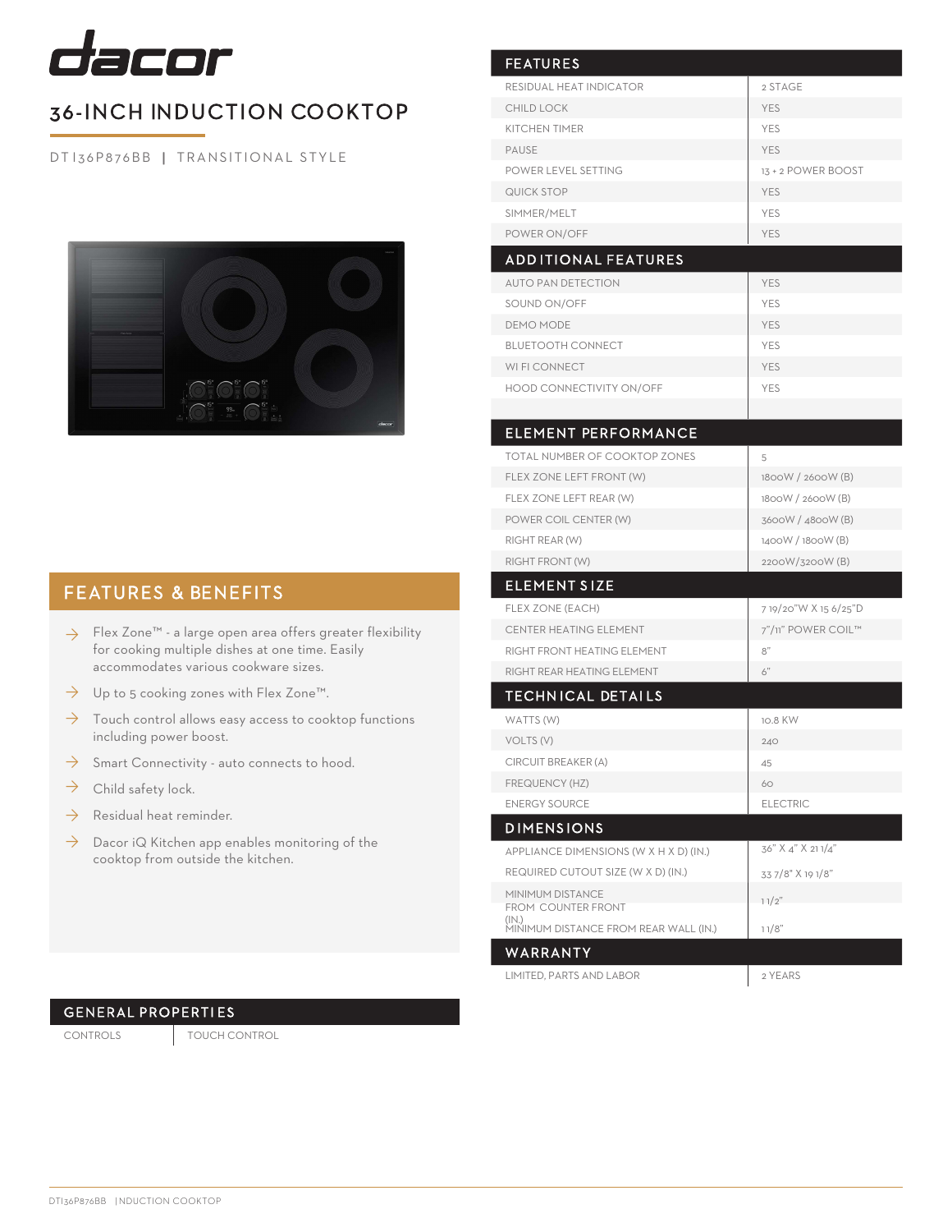# dacor

## 36-INCH INDUCTION COOKTOP

DTI36P876BB | TRANSITIONAL STYLE

## FEATURES & BENEFITS

- Flex Zone™ - a large open area offers greater flexibility for cooking multiple dishes at one time. Easily accommodates various cookware sizes.
- Up to 5 cooking zones with Flex Zone™.
- Touch control allows easy access to cooktop functions including power boost.
- Smart Connectivity - auto connects to hood.
- Child safety lock.
- Residual heat reminder.
- Dacor iQ Kitchen app enables monitoring of the cooktop from outside the kitchen.

## GENERAL PROPERTIES

| | |
|---|---|
| CONTROLS | TOUCH CONTROL |

## FEATURES

| | |
|---|---|
| RESIDUAL HEAT INDICATOR | 2 STAGE |
| CHILD LOCK | YES |
| KITCHEN TIMER | YES |
| PAUSE | YES |
| POWER LEVEL SETTING | 13 + 2 POWER BOOST |
| QUICK STOP | YES |
| SIMMER/MELT | YES |
| POWER ON/OFF | YES |

## ADDITIONAL FEATURES

| | |
|---|---|
| AUTO PAN DETECTION | YES |
| SOUND ON/OFF | YES |
| DEMO MODE | YES |
| BLUETOOTH CONNECT | YES |
| WI FI CONNECT | YES |
| HOOD CONNECTIVITY ON/OFF | YES |

## ELEMENT PERFORMANCE

| | |
|---|---|
| TOTAL NUMBER OF COOKTOP ZONES | 5 |
| FLEX ZONE LEFT FRONT (W) | 1800W / 2600W (B) |
| FLEX ZONE LEFT REAR (W) | 1800W / 2600W (B) |
| POWER COIL CENTER (W) | 3600W / 4800W (B) |
| RIGHT REAR (W) | 1400W / 1800W (B) |
| RIGHT FRONT (W) | 2200W/3200W (B) |

## ELEMENT SIZE

| | |
|---|---|
| FLEX ZONE (EACH) | 7 19/20"W X 15 6/25"D |
| CENTER HEATING ELEMENT | 7"/11" POWER COIL™ |
| RIGHT FRONT HEATING ELEMENT | 8" |
| RIGHT REAR HEATING ELEMENT | 6" |

## TECHNICAL DETAILS

| | |
|---|---|
| WATTS (W) | 10.8 KW |
| VOLTS (V) | 240 |
| CIRCUIT BREAKER (A) | 45 |
| FREQUENCY (HZ) | 60 |
| ENERGY SOURCE | ELECTRIC |

## DIMENSIONS

| | |
|---|---|
| APPLIANCE DIMENSIONS (W X H X D) (IN.) | 36" X 4" X 21 1/4" |
| REQUIRED CUTOUT SIZE (W X D) (IN.) | 33 7/8" X 19 1/8" |
| MINIMUM DISTANCE FROM COUNTER FRONT (IN.) | 1 1/2" |
| MINIMUM DISTANCE FROM REAR WALL (IN.) | 1 1/8" |

## WARRANTY

| | |
|---|---|
| LIMITED, PARTS AND LABOR | 2 YEARS |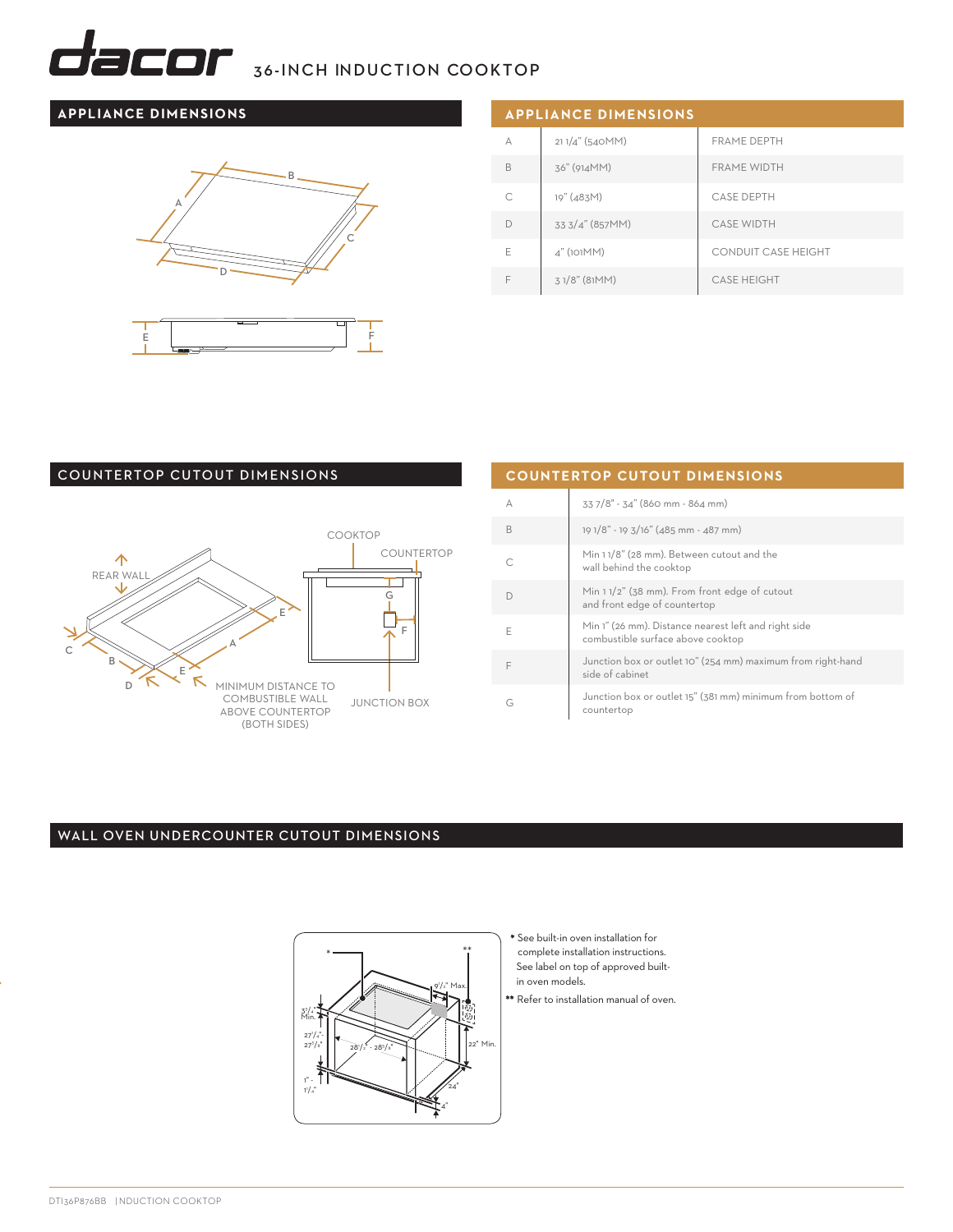# dacor 36-INCH INDUCTION COOKTOP

## APPLIANCE DIMENSIONS

B
A
C
D
E
F

## APPLIANCE DIMENSIONS

| | | |
|---|---|---|
| A | 21 1/4" (540MM) | FRAME DEPTH |
| B | 36" (914MM) | FRAME WIDTH |
| C | 19" (483M) | CASE DEPTH |
| D | 33 3/4" (857MM) | CASE WIDTH |
| E | 4" (101MM) | CONDUIT CASE HEIGHT |
| F | 3 1/8" (81MM) | CASE HEIGHT |

## COUNTERTOP CUTOUT DIMENSIONS

COOKTOP
COUNTERTOP
REAR WALL
G
E
F
A
C
B
E
D
MINIMUM DISTANCE TO COMBUSTIBLE WALL ABOVE COUNTERTOP (BOTH SIDES)
JUNCTION BOX

## COUNTERTOP CUTOUT DIMENSIONS

| | |
|---|---|
| A | 33 7/8" - 34" (860 mm - 864 mm) |
| B | 19 1/8" - 19 3/16" (485 mm - 487 mm) |
| C | Min 1 1/8" (28 mm). Between cutout and the wall behind the cooktop |
| D | Min 1 1/2" (38 mm). From front edge of cutout and front edge of countertop |
| E | Min 1" (26 mm). Distance nearest left and right side combustible surface above cooktop |
| F | Junction box or outlet 10" (254 mm) maximum from right-hand side of cabinet |
| G | Junction box or outlet 15" (381 mm) minimum from bottom of countertop |

## WALL OVEN UNDERCOUNTER CUTOUT DIMENSIONS

*
**
$9^1/_2$" Max.
$3^1/_2$" Min.
$27^1/_4$" - $27^1/_2$"
$28^1/_2$" - $28^3/_4$"
22" Min.
1" - $1^1/_4$"
24"
4"

* See built-in oven installation for complete installation instructions. See label on top of approved built-in oven models.

** Refer to installation manual of oven.